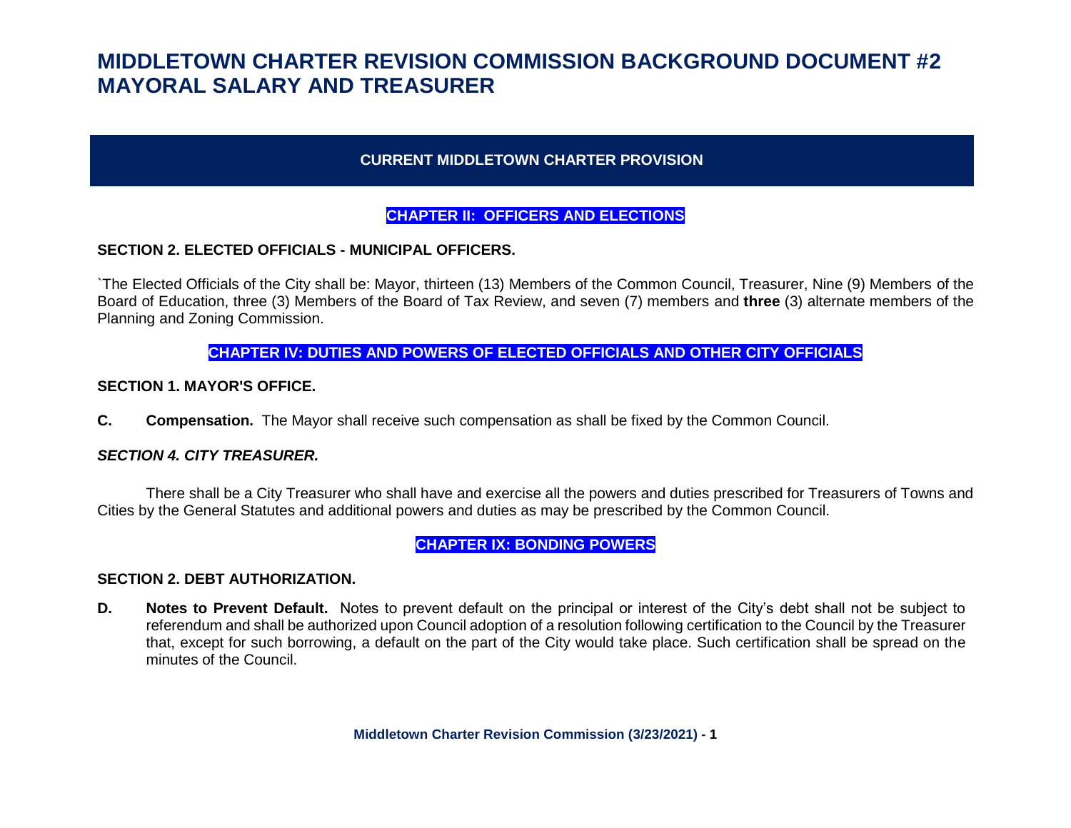# MIDDLETOWN CHARTER REVISION COMMISSION BACKGROUND DOCUMENT #2 MAYORAL SALARY AND TREASURER

## CURRENT MIDDLETOWN CHARTER PROVISION

### CHAPTER II: OFFICERS AND ELECTIONS

**SECTION 2. ELECTED OFFICIALS - MUNICIPAL OFFICERS.**

`The Elected Officials of the City shall be: Mayor, thirteen (13) Members of the Common Council, Treasurer, Nine (9) Members of the Board of Education, three (3) Members of the Board of Tax Review, and seven (7) members and **three** (3) alternate members of the Planning and Zoning Commission.

### CHAPTER IV: DUTIES AND POWERS OF ELECTED OFFICIALS AND OTHER CITY OFFICIALS

**SECTION 1. MAYOR'S OFFICE.**

**C. Compensation.** The Mayor shall receive such compensation as shall be fixed by the Common Council.

***SECTION 4. CITY TREASURER.***

There shall be a City Treasurer who shall have and exercise all the powers and duties prescribed for Treasurers of Towns and Cities by the General Statutes and additional powers and duties as may be prescribed by the Common Council.

### CHAPTER IX: BONDING POWERS

**SECTION 2. DEBT AUTHORIZATION.**

**D. Notes to Prevent Default.** Notes to prevent default on the principal or interest of the City's debt shall not be subject to referendum and shall be authorized upon Council adoption of a resolution following certification to the Council by the Treasurer that, except for such borrowing, a default on the part of the City would take place. Such certification shall be spread on the minutes of the Council.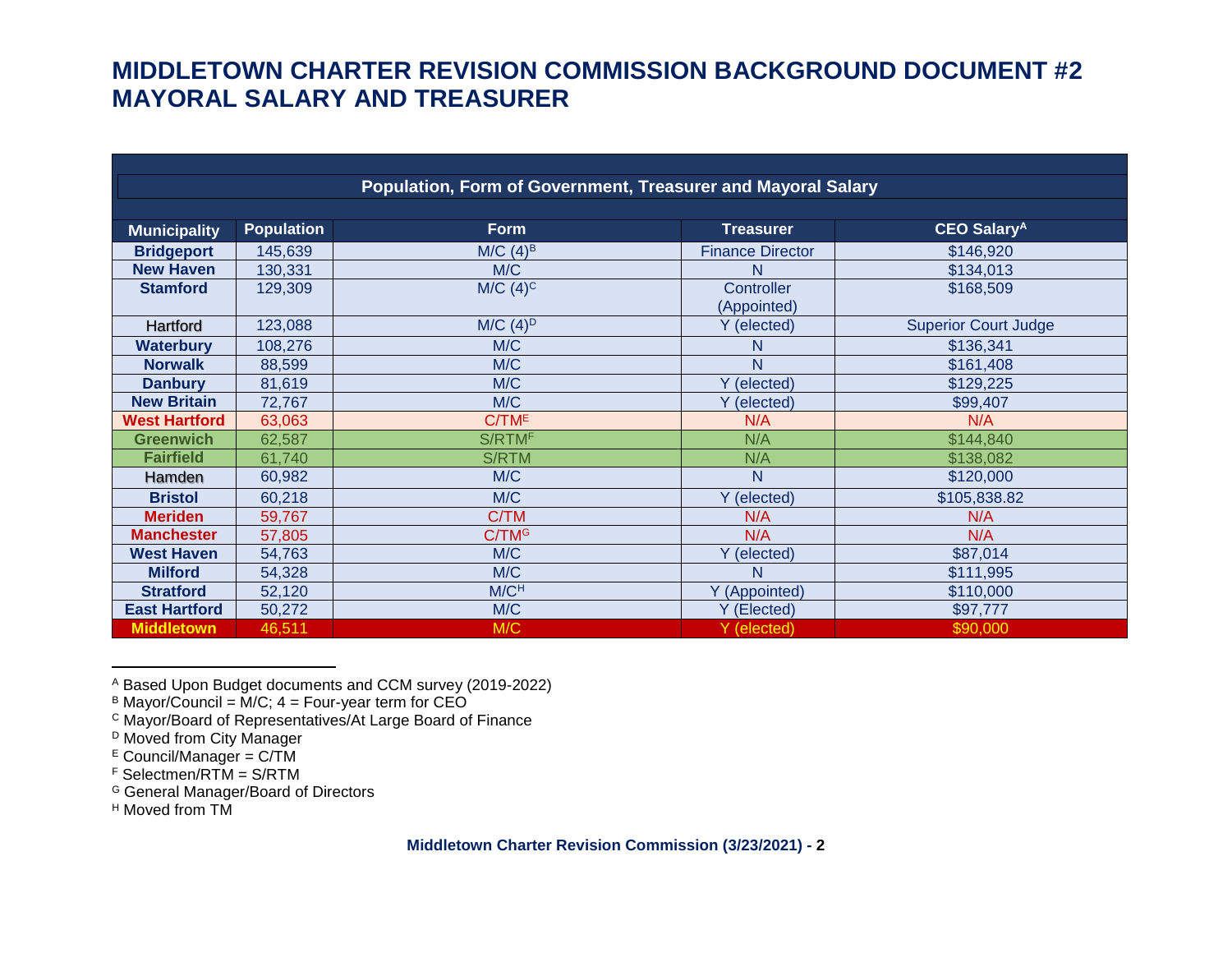# MIDDLETOWN CHARTER REVISION COMMISSION BACKGROUND DOCUMENT #2 MAYORAL SALARY AND TREASURER

| Population, Form of Government, Treasurer and Mayoral Salary | | | | |
|---|---|---|---|---|
| **Municipality** | **Population** | **Form** | **Treasurer** | **CEO Salary[A]** |
| **Bridgeport** | 145,639 | M/C (4)[B] | Finance Director | $146,920 |
| **New Haven** | 130,331 | M/C | N | $134,013 |
| **Stamford** | 129,309 | M/C (4)[C] | Controller (Appointed) | $168,509 |
| Hartford | 123,088 | M/C (4)[D] | Y (elected) | Superior Court Judge |
| **Waterbury** | 108,276 | M/C | N | $136,341 |
| **Norwalk** | 88,599 | M/C | N | $161,408 |
| **Danbury** | 81,619 | M/C | Y (elected) | $129,225 |
| **New Britain** | 72,767 | M/C | Y (elected) | $99,407 |
| **West Hartford** | 63,063 | C/TM[E] | N/A | N/A |
| **Greenwich** | 62,587 | S/RTM[F] | N/A | $144,840 |
| **Fairfield** | 61,740 | S/RTM | N/A | $138,082 |
| Hamden | 60,982 | M/C | N | $120,000 |
| **Bristol** | 60,218 | M/C | Y (elected) | $105,838.82 |
| **Meriden** | 59,767 | C/TM | N/A | N/A |
| **Manchester** | 57,805 | C/TM[G] | N/A | N/A |
| **West Haven** | 54,763 | M/C | Y (elected) | $87,014 |
| **Milford** | 54,328 | M/C | N | $111,995 |
| **Stratford** | 52,120 | M/C[H] | Y (Appointed) | $110,000 |
| **East Hartford** | 50,272 | M/C | Y (Elected) | $97,777 |
| **Middletown** | 46,511 | M/C | Y (elected) | $90,000 |

[A] Based Upon Budget documents and CCM survey (2019-2022)
[B] Mayor/Council = M/C; 4 = Four-year term for CEO
[C] Mayor/Board of Representatives/At Large Board of Finance
[D] Moved from City Manager
[E] Council/Manager = C/TM
[F] Selectmen/RTM = S/RTM
[G] General Manager/Board of Directors
[H] Moved from TM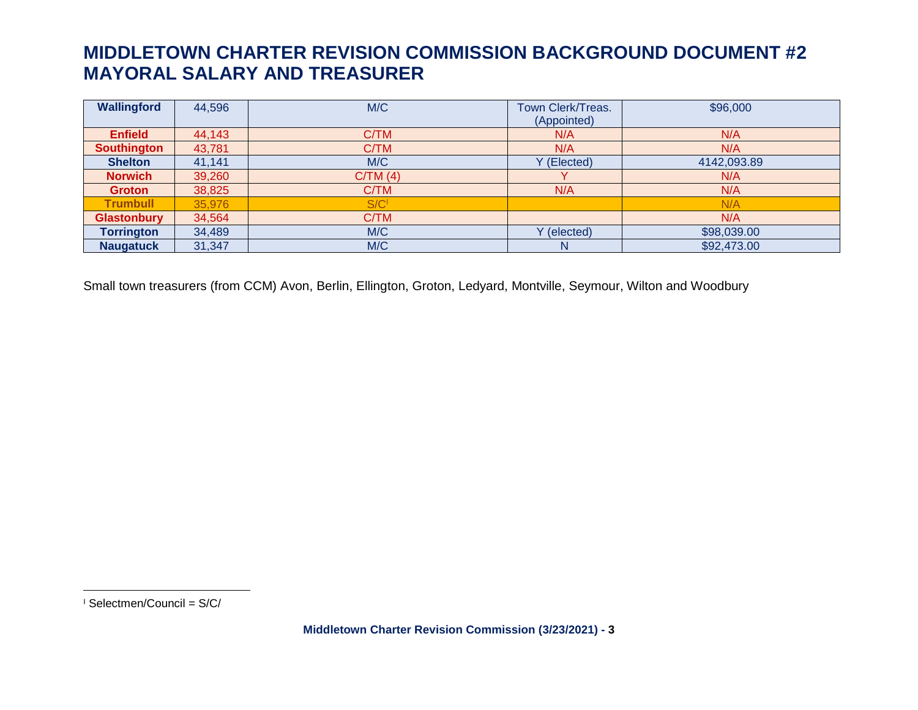# MIDDLETOWN CHARTER REVISION COMMISSION BACKGROUND DOCUMENT #2 MAYORAL SALARY AND TREASURER

| | | | | |
|---|---|---|---|---|
| **Wallingford** | 44,596 | M/C | Town Clerk/Treas. (Appointed) | $96,000 |
| **Enfield** | 44,143 | C/TM | N/A | N/A |
| **Southington** | 43,781 | C/TM | N/A | N/A |
| **Shelton** | 41,141 | M/C | Y (Elected) | 4142,093.89 |
| **Norwich** | 39,260 | C/TM (4) | Y | N/A |
| **Groton** | 38,825 | C/TM | N/A | N/A |
| **Trumbull** | 35,976 | S/C[i] | | N/A |
| **Glastonbury** | 34,564 | C/TM | | N/A |
| **Torrington** | 34,489 | M/C | Y (elected) | $98,039.00 |
| **Naugatuck** | 31,347 | M/C | N | $92,473.00 |

Small town treasurers (from CCM) Avon, Berlin, Ellington, Groton, Ledyard, Montville, Seymour, Wilton and Woodbury

[i] Selectmen/Council = S/C/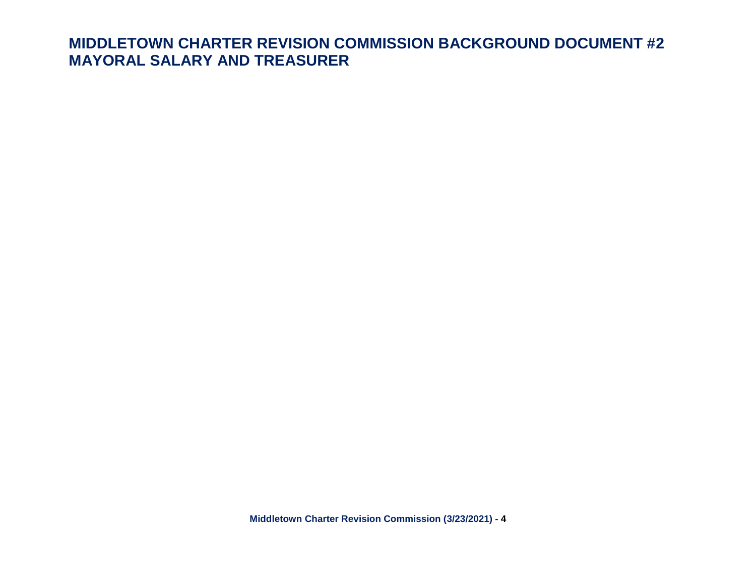# MIDDLETOWN CHARTER REVISION COMMISSION BACKGROUND DOCUMENT #2
# MAYORAL SALARY AND TREASURER